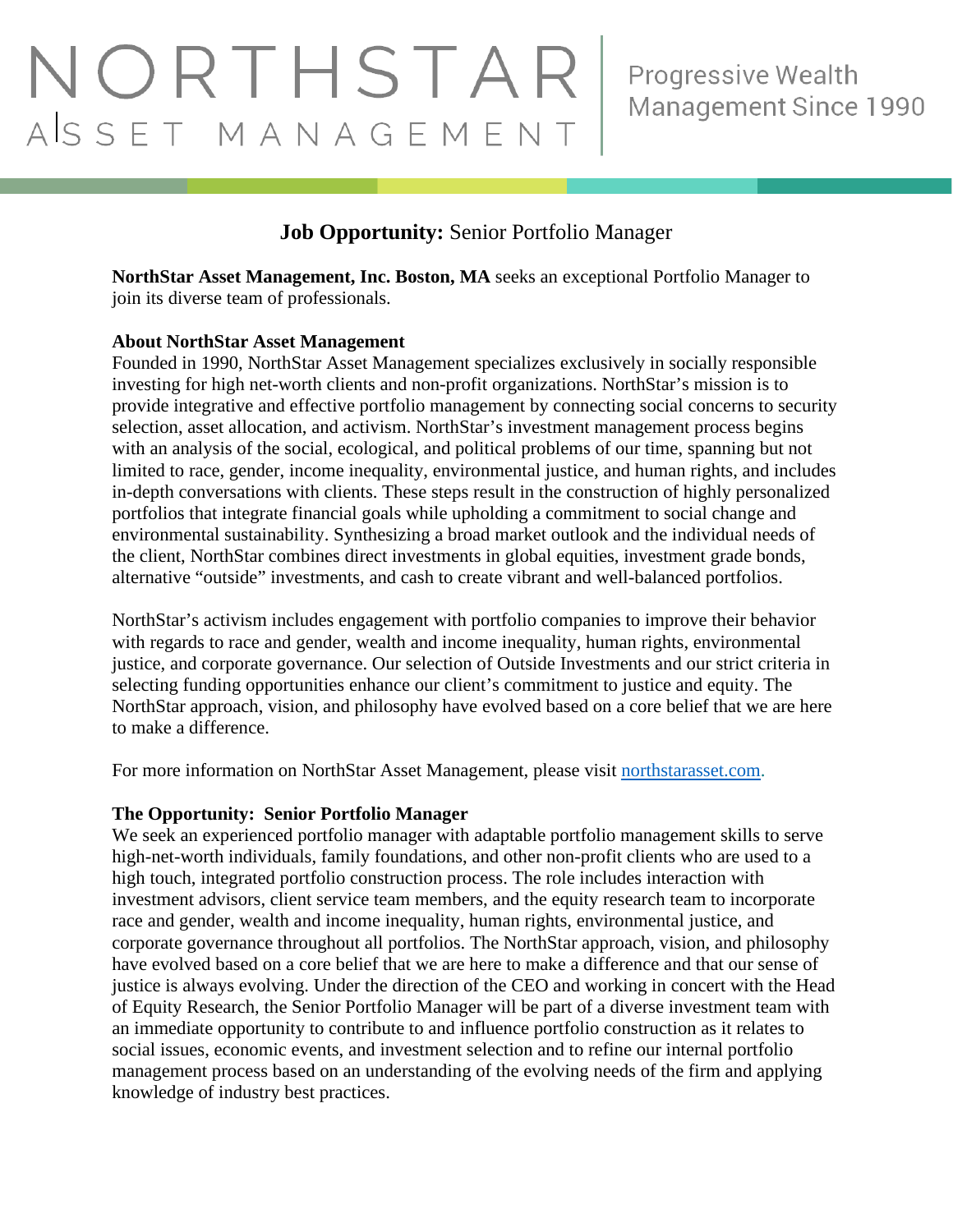NORTHSTAR ASSET MANAGEMENT | Progressive Wealth Management Since 1990

# **Job Opportunity:** Senior Portfolio Manager

**NorthStar Asset Management, Inc. Boston, MA** seeks an exceptional Portfolio Manager to join its diverse team of professionals.

**About NorthStar Asset Management**

Founded in 1990, NorthStar Asset Management specializes exclusively in socially responsible investing for high net-worth clients and non-profit organizations. NorthStar's mission is to provide integrative and effective portfolio management by connecting social concerns to security selection, asset allocation, and activism. NorthStar's investment management process begins with an analysis of the social, ecological, and political problems of our time, spanning but not limited to race, gender, income inequality, environmental justice, and human rights, and includes in-depth conversations with clients. These steps result in the construction of highly personalized portfolios that integrate financial goals while upholding a commitment to social change and environmental sustainability. Synthesizing a broad market outlook and the individual needs of the client, NorthStar combines direct investments in global equities, investment grade bonds, alternative "outside" investments, and cash to create vibrant and well-balanced portfolios.

NorthStar's activism includes engagement with portfolio companies to improve their behavior with regards to race and gender, wealth and income inequality, human rights, environmental justice, and corporate governance. Our selection of Outside Investments and our strict criteria in selecting funding opportunities enhance our client's commitment to justice and equity. The NorthStar approach, vision, and philosophy have evolved based on a core belief that we are here to make a difference.

For more information on NorthStar Asset Management, please visit [northstarasset.com](northstarasset.com).

**The Opportunity: Senior Portfolio Manager**

We seek an experienced portfolio manager with adaptable portfolio management skills to serve high-net-worth individuals, family foundations, and other non-profit clients who are used to a high touch, integrated portfolio construction process. The role includes interaction with investment advisors, client service team members, and the equity research team to incorporate race and gender, wealth and income inequality, human rights, environmental justice, and corporate governance throughout all portfolios. The NorthStar approach, vision, and philosophy have evolved based on a core belief that we are here to make a difference and that our sense of justice is always evolving. Under the direction of the CEO and working in concert with the Head of Equity Research, the Senior Portfolio Manager will be part of a diverse investment team with an immediate opportunity to contribute to and influence portfolio construction as it relates to social issues, economic events, and investment selection and to refine our internal portfolio management process based on an understanding of the evolving needs of the firm and applying knowledge of industry best practices.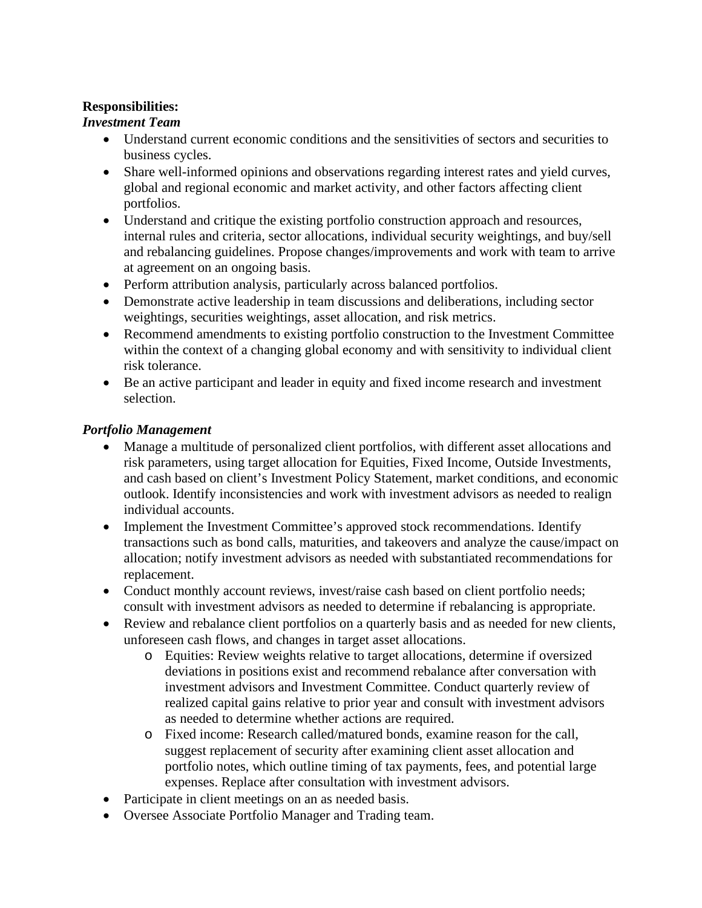**Responsibilities:**

***Investment Team***

- Understand current economic conditions and the sensitivities of sectors and securities to business cycles.
- Share well-informed opinions and observations regarding interest rates and yield curves, global and regional economic and market activity, and other factors affecting client portfolios.
- Understand and critique the existing portfolio construction approach and resources, internal rules and criteria, sector allocations, individual security weightings, and buy/sell and rebalancing guidelines. Propose changes/improvements and work with team to arrive at agreement on an ongoing basis.
- Perform attribution analysis, particularly across balanced portfolios.
- Demonstrate active leadership in team discussions and deliberations, including sector weightings, securities weightings, asset allocation, and risk metrics.
- Recommend amendments to existing portfolio construction to the Investment Committee within the context of a changing global economy and with sensitivity to individual client risk tolerance.
- Be an active participant and leader in equity and fixed income research and investment selection.

***Portfolio Management***

- Manage a multitude of personalized client portfolios, with different asset allocations and risk parameters, using target allocation for Equities, Fixed Income, Outside Investments, and cash based on client's Investment Policy Statement, market conditions, and economic outlook. Identify inconsistencies and work with investment advisors as needed to realign individual accounts.
- Implement the Investment Committee's approved stock recommendations. Identify transactions such as bond calls, maturities, and takeovers and analyze the cause/impact on allocation; notify investment advisors as needed with substantiated recommendations for replacement.
- Conduct monthly account reviews, invest/raise cash based on client portfolio needs; consult with investment advisors as needed to determine if rebalancing is appropriate.
- Review and rebalance client portfolios on a quarterly basis and as needed for new clients, unforeseen cash flows, and changes in target asset allocations.
  - Equities: Review weights relative to target allocations, determine if oversized deviations in positions exist and recommend rebalance after conversation with investment advisors and Investment Committee. Conduct quarterly review of realized capital gains relative to prior year and consult with investment advisors as needed to determine whether actions are required.
  - Fixed income: Research called/matured bonds, examine reason for the call, suggest replacement of security after examining client asset allocation and portfolio notes, which outline timing of tax payments, fees, and potential large expenses. Replace after consultation with investment advisors.
- Participate in client meetings on an as needed basis.
- Oversee Associate Portfolio Manager and Trading team.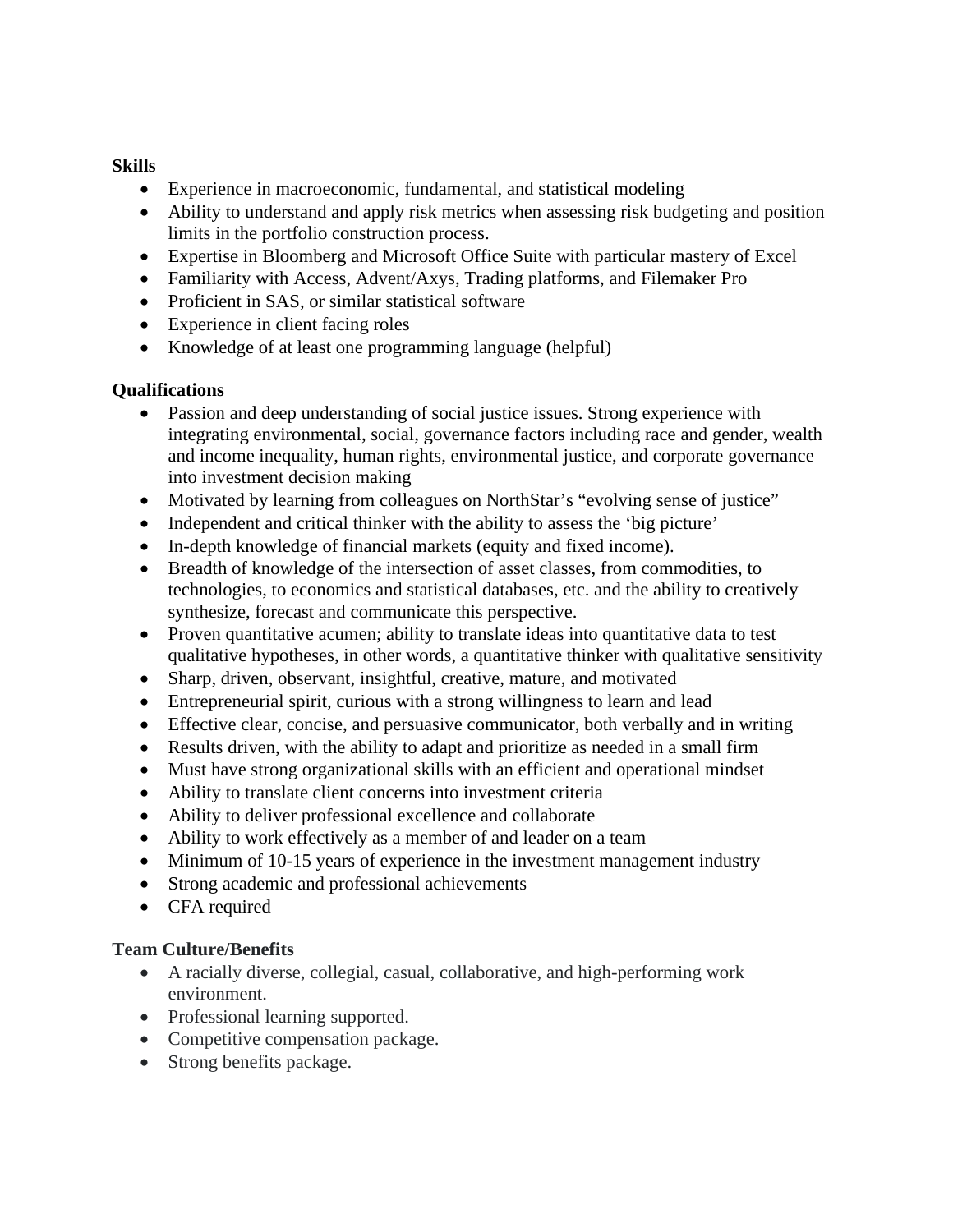**Skills**

- Experience in macroeconomic, fundamental, and statistical modeling
- Ability to understand and apply risk metrics when assessing risk budgeting and position limits in the portfolio construction process.
- Expertise in Bloomberg and Microsoft Office Suite with particular mastery of Excel
- Familiarity with Access, Advent/Axys, Trading platforms, and Filemaker Pro
- Proficient in SAS, or similar statistical software
- Experience in client facing roles
- Knowledge of at least one programming language (helpful)

**Qualifications**

- Passion and deep understanding of social justice issues. Strong experience with integrating environmental, social, governance factors including race and gender, wealth and income inequality, human rights, environmental justice, and corporate governance into investment decision making
- Motivated by learning from colleagues on NorthStar's "evolving sense of justice"
- Independent and critical thinker with the ability to assess the 'big picture'
- In-depth knowledge of financial markets (equity and fixed income).
- Breadth of knowledge of the intersection of asset classes, from commodities, to technologies, to economics and statistical databases, etc. and the ability to creatively synthesize, forecast and communicate this perspective.
- Proven quantitative acumen; ability to translate ideas into quantitative data to test qualitative hypotheses, in other words, a quantitative thinker with qualitative sensitivity
- Sharp, driven, observant, insightful, creative, mature, and motivated
- Entrepreneurial spirit, curious with a strong willingness to learn and lead
- Effective clear, concise, and persuasive communicator, both verbally and in writing
- Results driven, with the ability to adapt and prioritize as needed in a small firm
- Must have strong organizational skills with an efficient and operational mindset
- Ability to translate client concerns into investment criteria
- Ability to deliver professional excellence and collaborate
- Ability to work effectively as a member of and leader on a team
- Minimum of 10-15 years of experience in the investment management industry
- Strong academic and professional achievements
- CFA required

**Team Culture/Benefits**

- A racially diverse, collegial, casual, collaborative, and high-performing work environment.
- Professional learning supported.
- Competitive compensation package.
- Strong benefits package.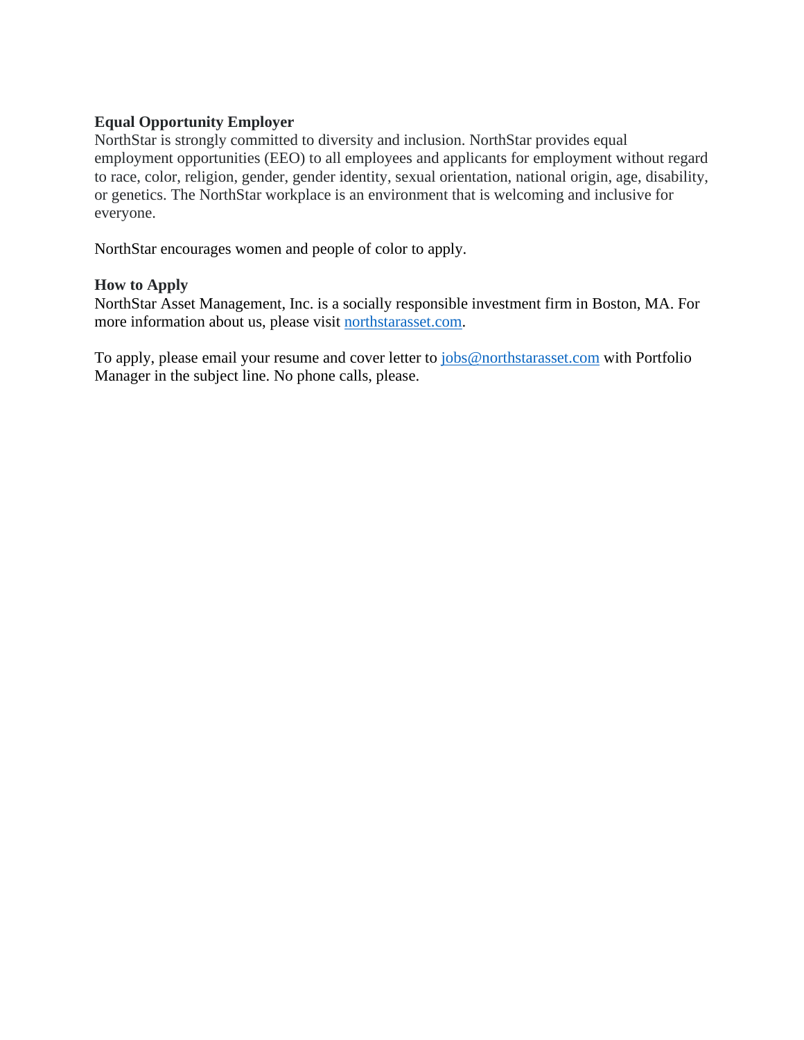**Equal Opportunity Employer**

NorthStar is strongly committed to diversity and inclusion. NorthStar provides equal employment opportunities (EEO) to all employees and applicants for employment without regard to race, color, religion, gender, gender identity, sexual orientation, national origin, age, disability, or genetics. The NorthStar workplace is an environment that is welcoming and inclusive for everyone.

NorthStar encourages women and people of color to apply.

**How to Apply**

NorthStar Asset Management, Inc. is a socially responsible investment firm in Boston, MA. For more information about us, please visit northstarasset.com.

To apply, please email your resume and cover letter to jobs@northstarasset.com with Portfolio Manager in the subject line. No phone calls, please.